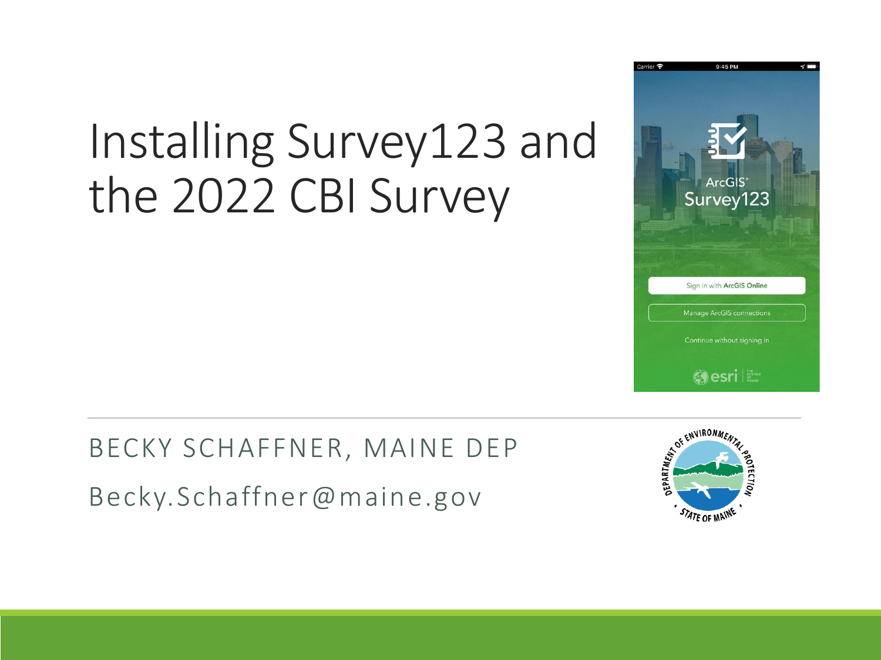# Installing Survey123 and the 2022 CBI Survey

BECKY SCHAFFNER, MAINE DEP

Becky.Schaffner@maine.gov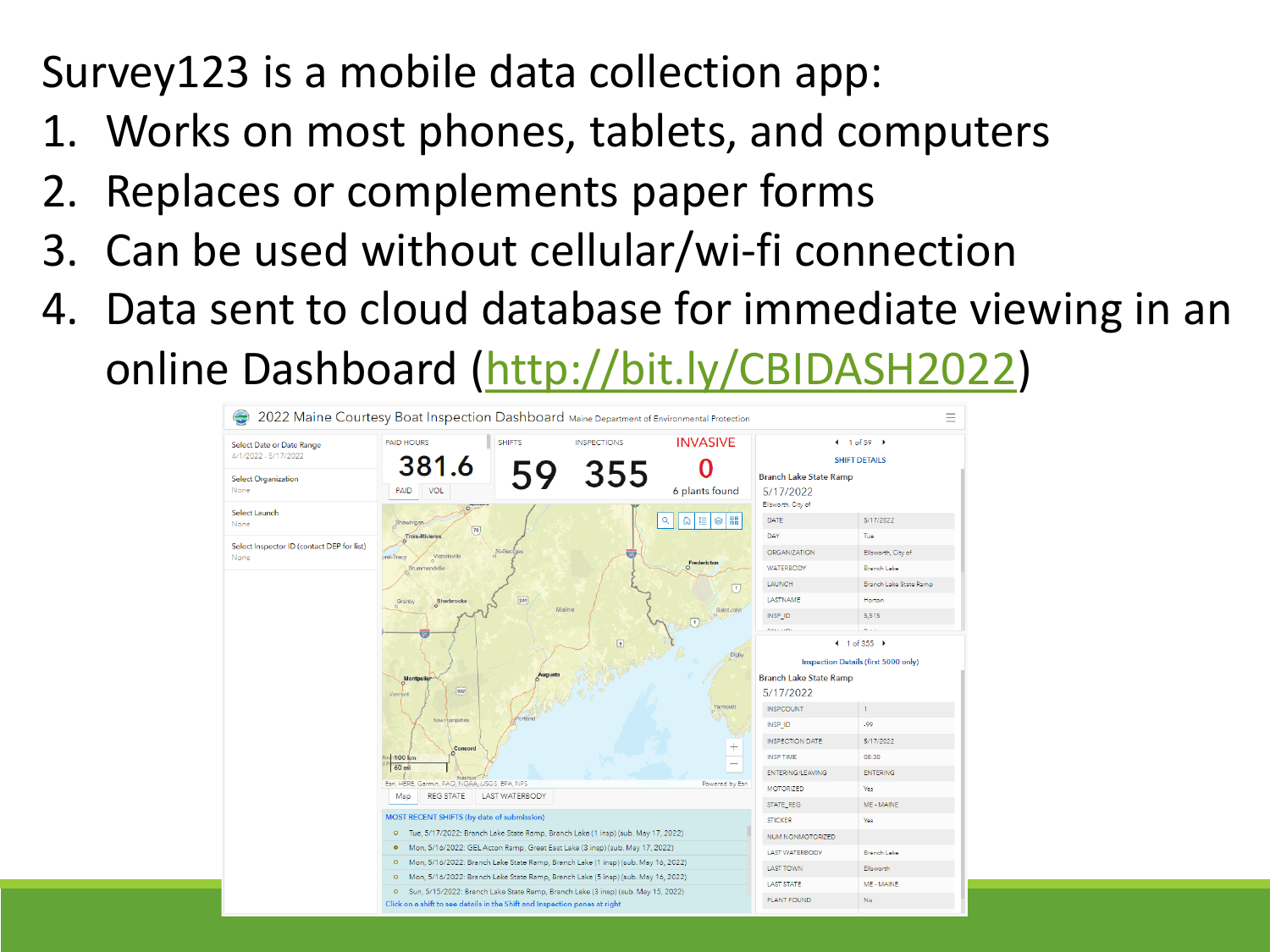Survey123 is a mobile data collection app:

1. Works on most phones, tablets, and computers
2. Replaces or complements paper forms
3. Can be used without cellular/wi-fi connection
4. Data sent to cloud database for immediate viewing in an online Dashboard (http://bit.ly/CBIDASH2022)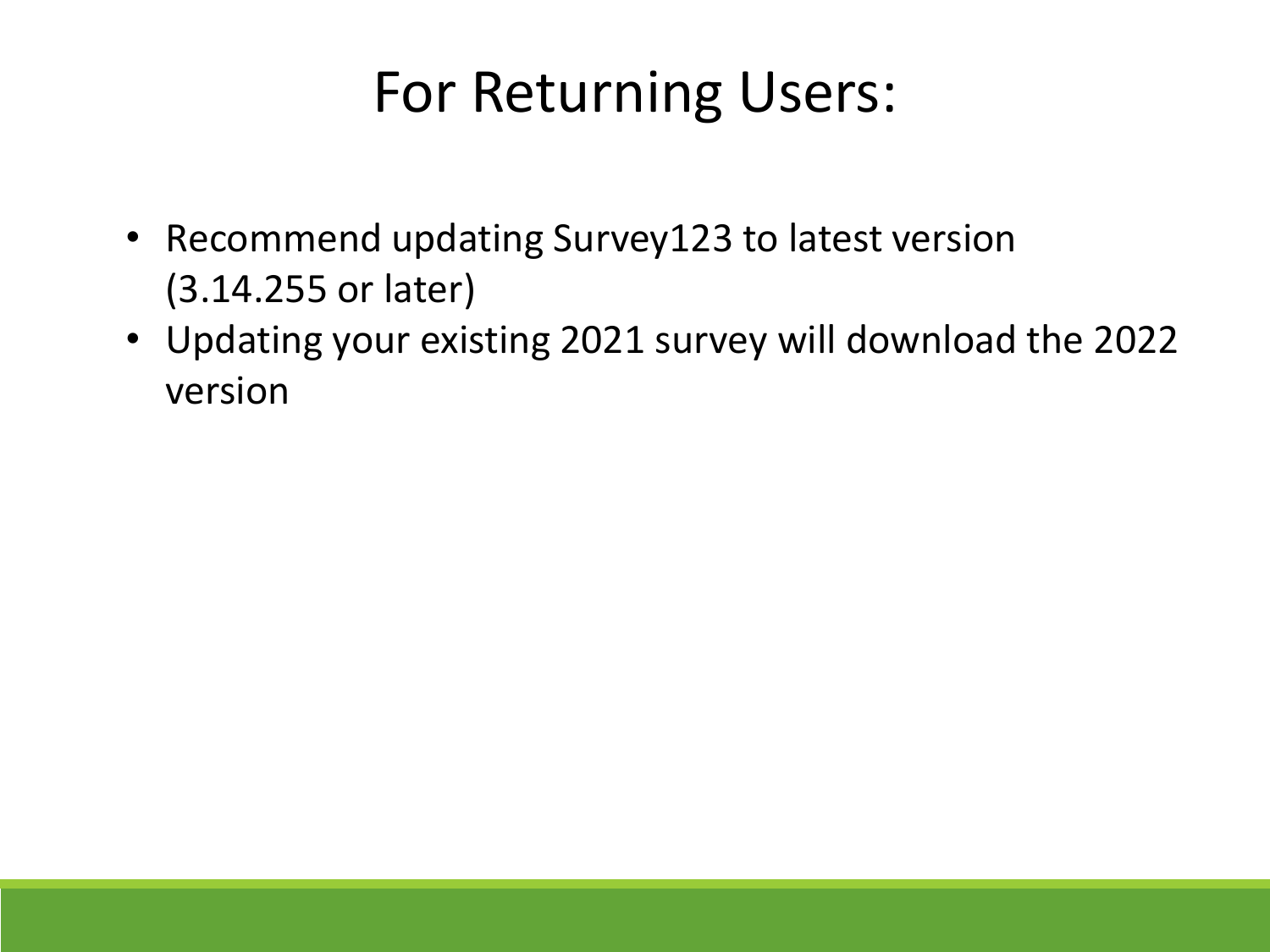# For Returning Users:

- Recommend updating Survey123 to latest version (3.14.255 or later)
- Updating your existing 2021 survey will download the 2022 version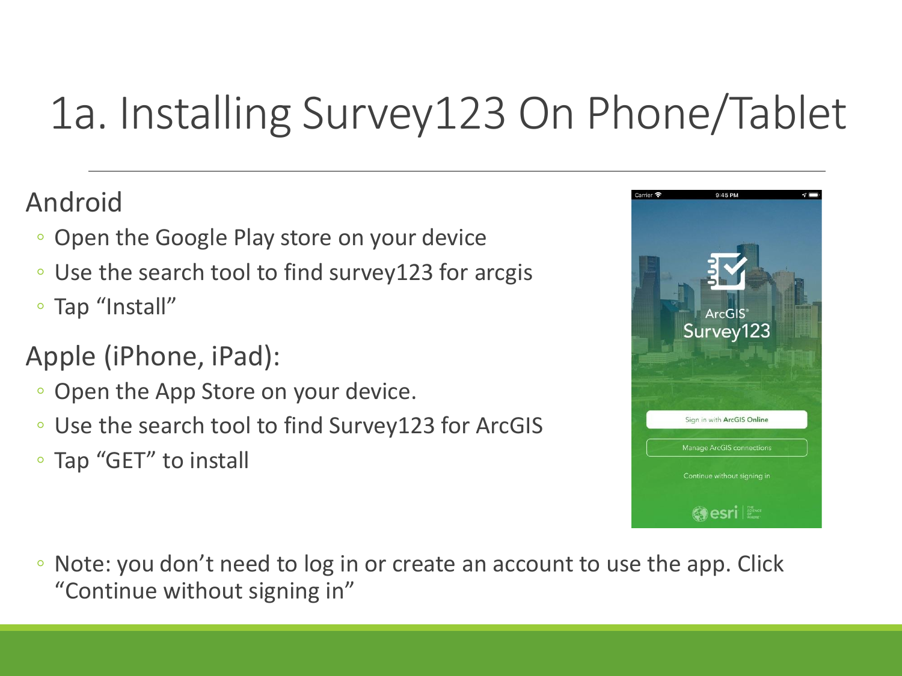# 1a. Installing Survey123 On Phone/Tablet

Android

- Open the Google Play store on your device
- Use the search tool to find survey123 for arcgis
- Tap "Install"

Apple (iPhone, iPad):

- Open the App Store on your device.
- Use the search tool to find Survey123 for ArcGIS
- Tap "GET" to install

- Note: you don't need to log in or create an account to use the app. Click "Continue without signing in"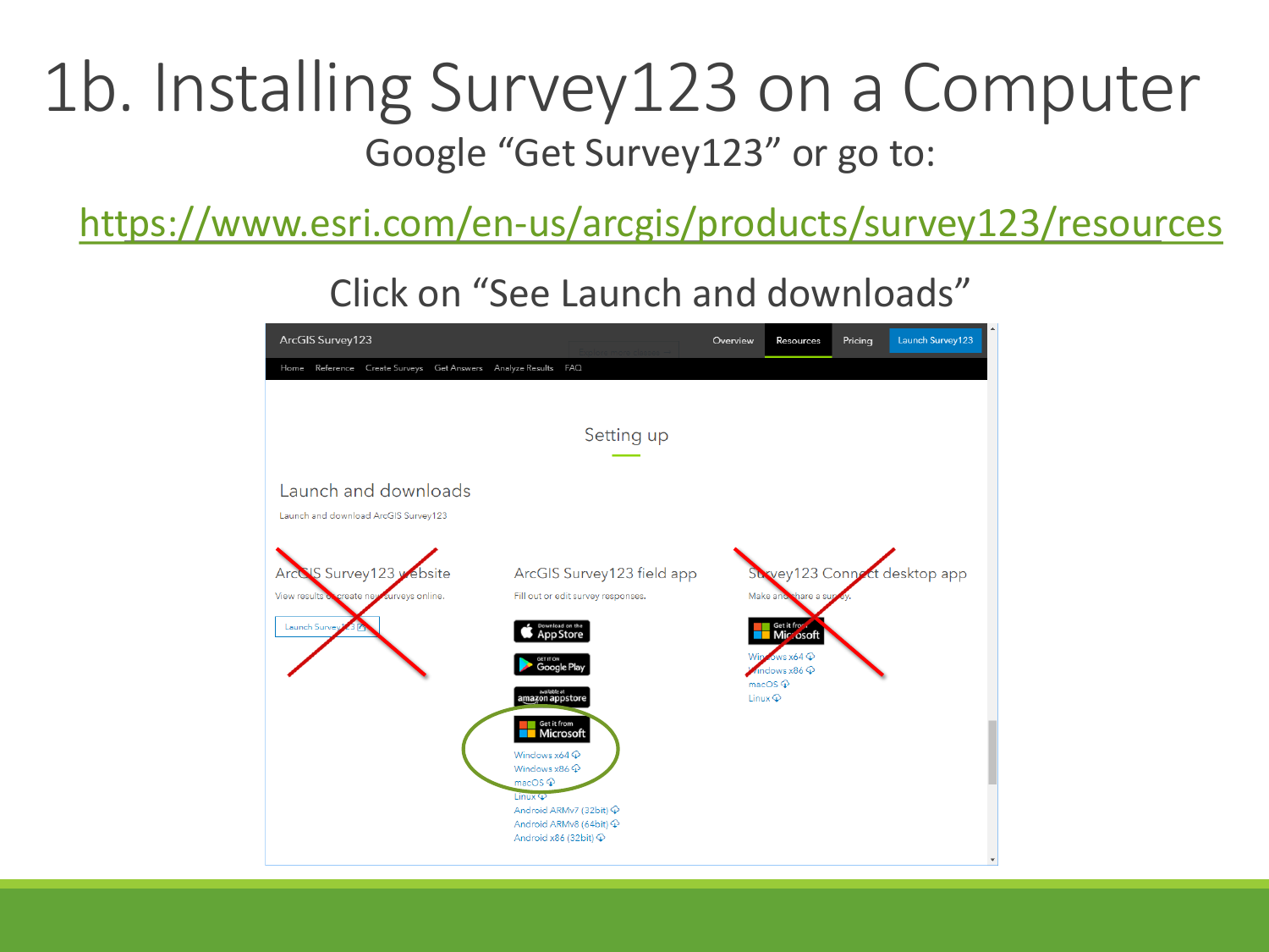# 1b. Installing Survey123 on a Computer

Google "Get Survey123" or go to:

https://www.esri.com/en-us/arcgis/products/survey123/resources

Click on "See Launch and downloads"

ArcGIS Survey123 | Overview | Resources | Pricing | Launch Survey123

Home | Reference | Create Surveys | Get Answers | Analyze Results | FAQ

## Setting up

### Launch and downloads

Launch and download ArcGIS Survey123

**ArcGIS Survey123 website**

View results or create new surveys online.

Launch Survey123

**ArcGIS Survey123 field app**

Fill out or edit survey responses.

- Download on the App Store
- Get it on Google Play
- available at amazon appstore
- Get it from Microsoft
- Windows x64
- Windows x86
- macOS
- Linux
- Android ARMv7 (32bit)
- Android ARMv8 (64bit)
- Android x86 (32bit)

**Survey123 Connect desktop app**

Make and share a survey.

- Get it from Microsoft
- Windows x64
- Windows x86
- macOS
- Linux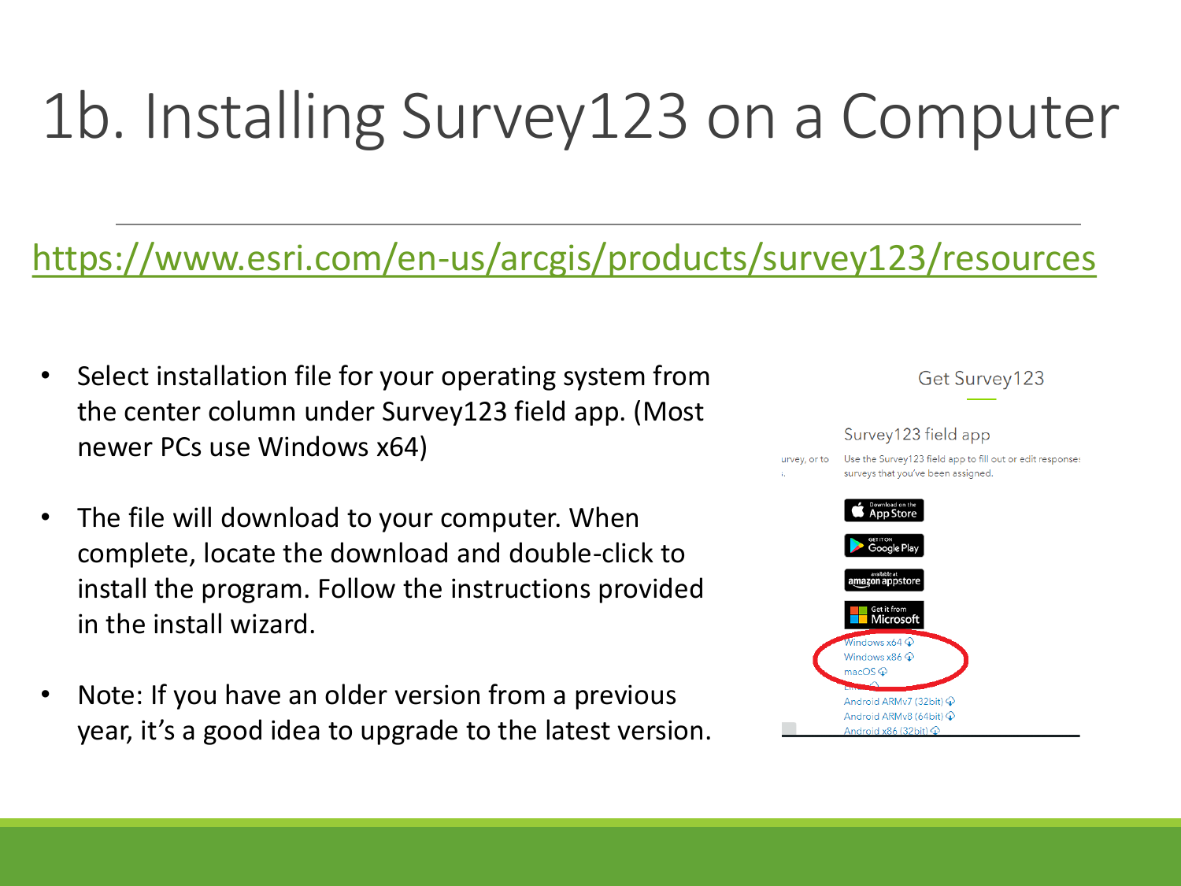# 1b. Installing Survey123 on a Computer

https://www.esri.com/en-us/arcgis/products/survey123/resources

- Select installation file for your operating system from the center column under Survey123 field app. (Most newer PCs use Windows x64)
- The file will download to your computer. When complete, locate the download and double-click to install the program. Follow the instructions provided in the install wizard.
- Note: If you have an older version from a previous year, it's a good idea to upgrade to the latest version.

Get Survey123

Survey123 field app

Use the Survey123 field app to fill out or edit responses to surveys that you've been assigned.

Download on the App Store

GET IT ON Google Play

available at amazon appstore

Get it from Microsoft

Windows x64

Windows x86

macOS

Android ARMv7 (32bit)

Android ARMv8 (64bit)

Android x86 (32bit)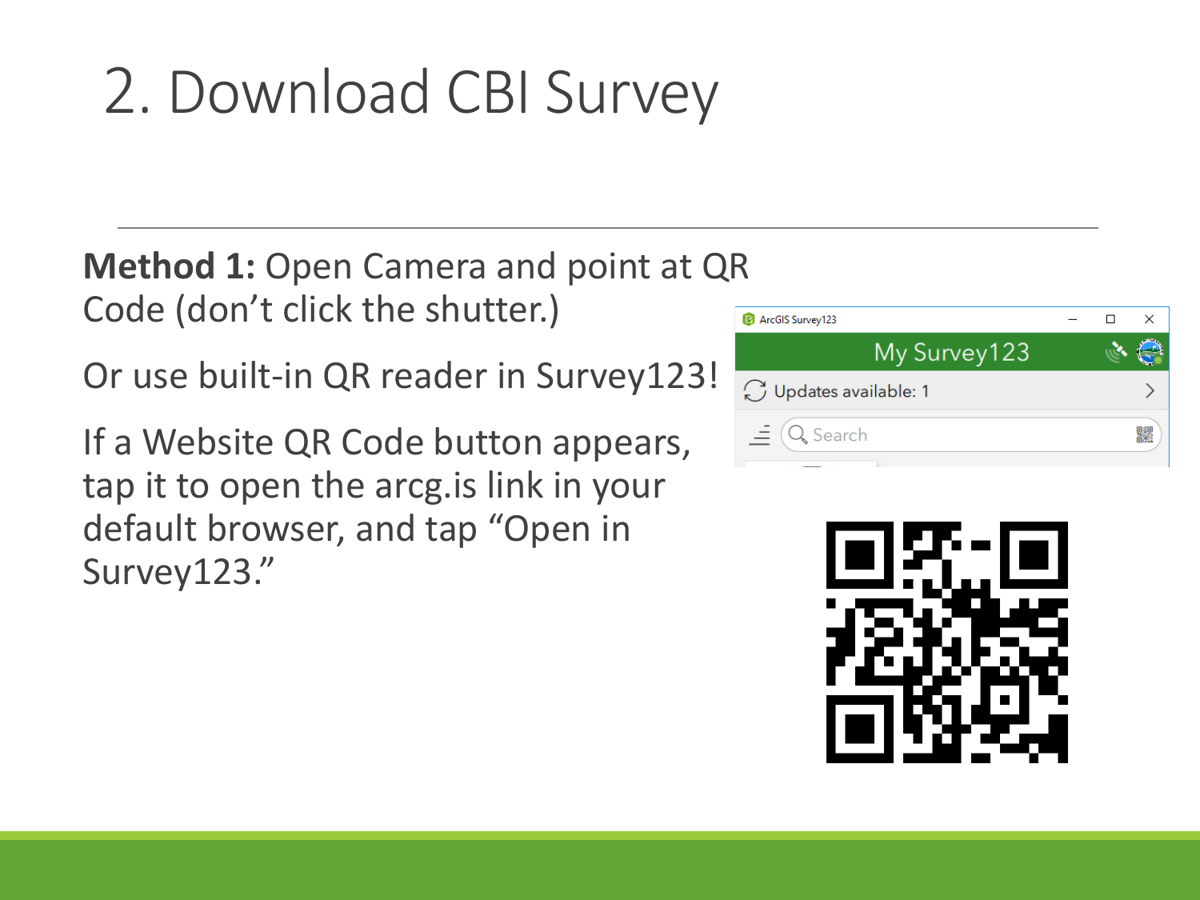# 2. Download CBI Survey

**Method 1:** Open Camera and point at QR Code (don't click the shutter.)

Or use built-in QR reader in Survey123!

If a Website QR Code button appears, tap it to open the arcg.is link in your default browser, and tap "Open in Survey123."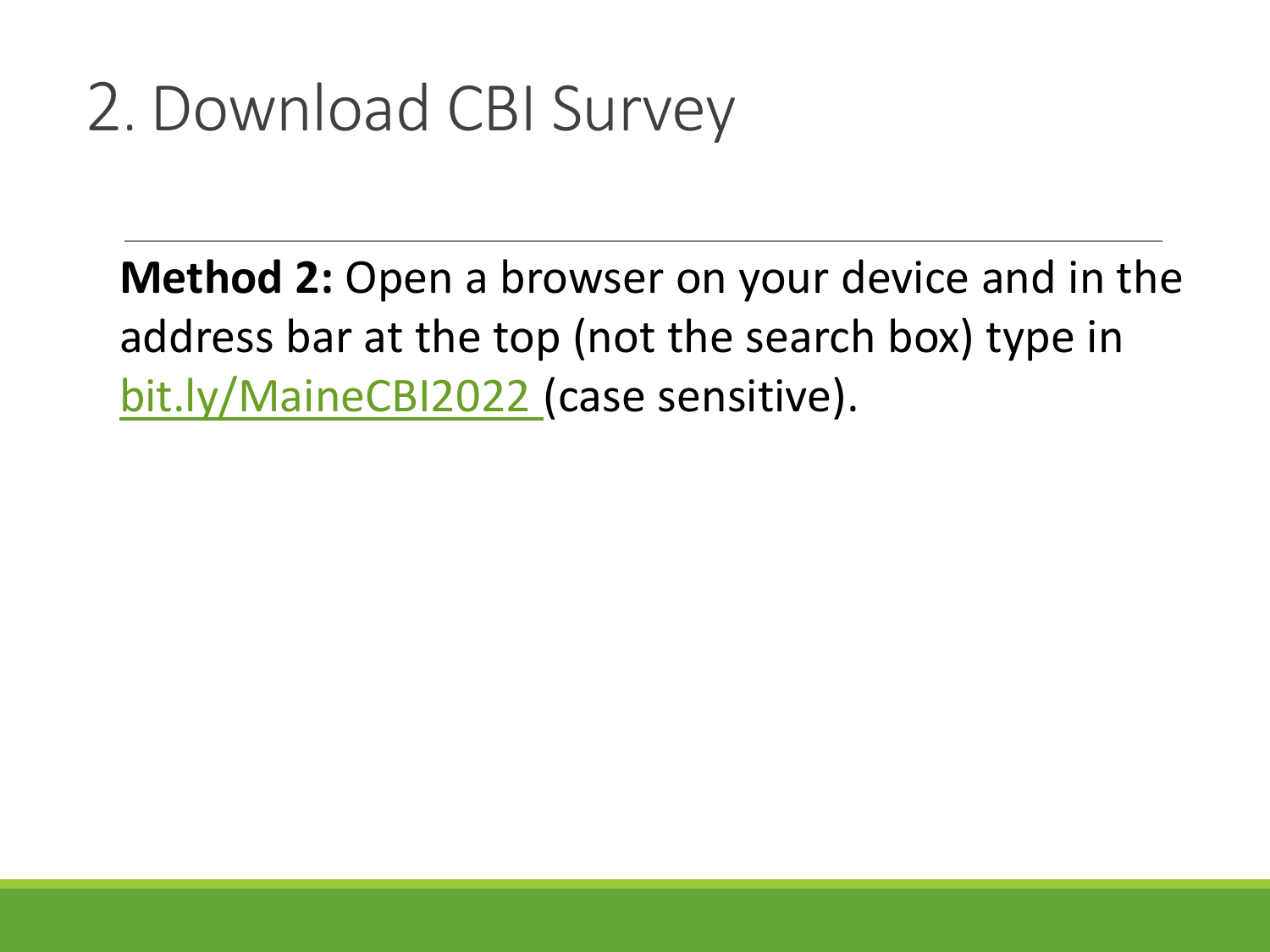# 2. Download CBI Survey

**Method 2:** Open a browser on your device and in the address bar at the top (not the search box) type in bit.ly/MaineCBI2022 (case sensitive).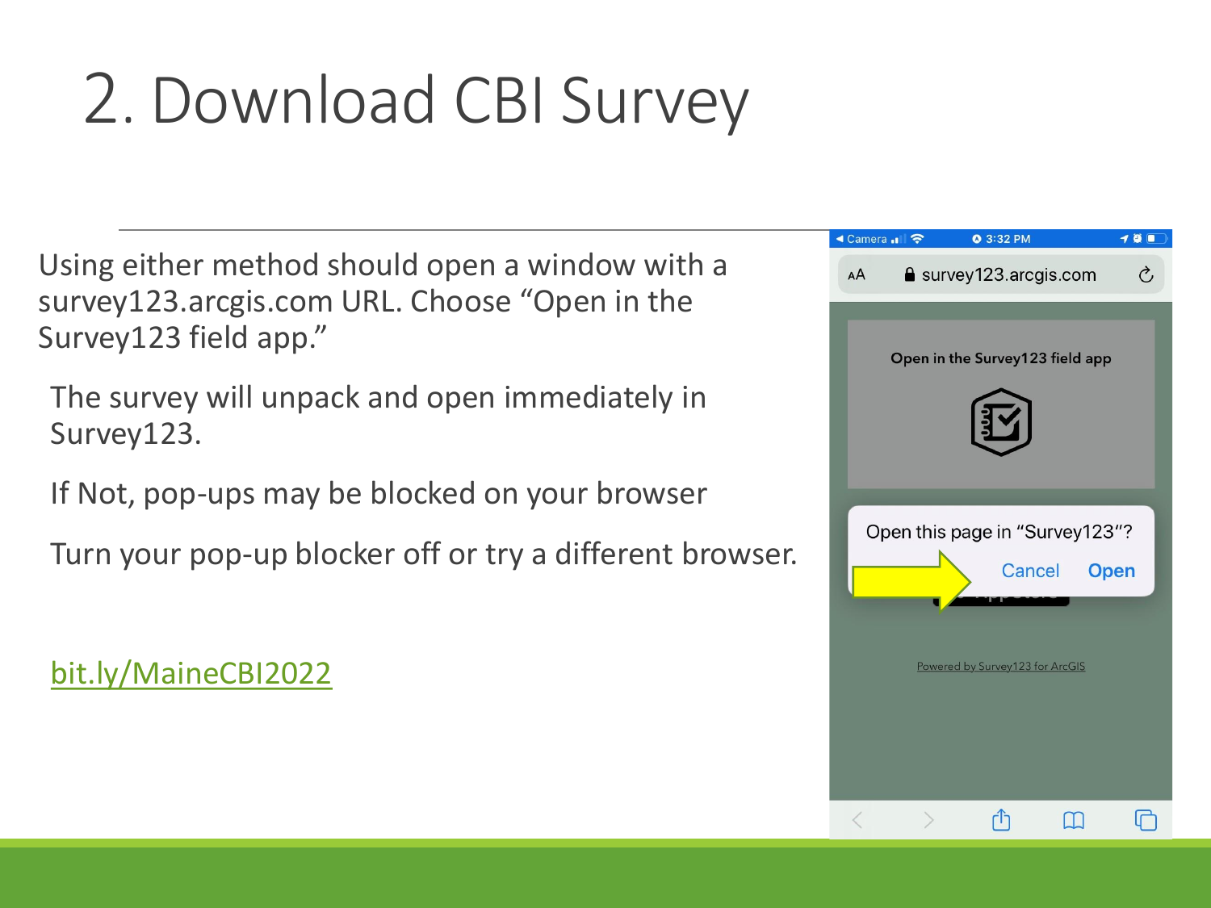# 2. Download CBI Survey

Using either method should open a window with a survey123.arcgis.com URL. Choose “Open in the Survey123 field app.”

The survey will unpack and open immediately in Survey123.

If Not, pop-ups may be blocked on your browser

Turn your pop-up blocker off or try a different browser.

bit.ly/MaineCBI2022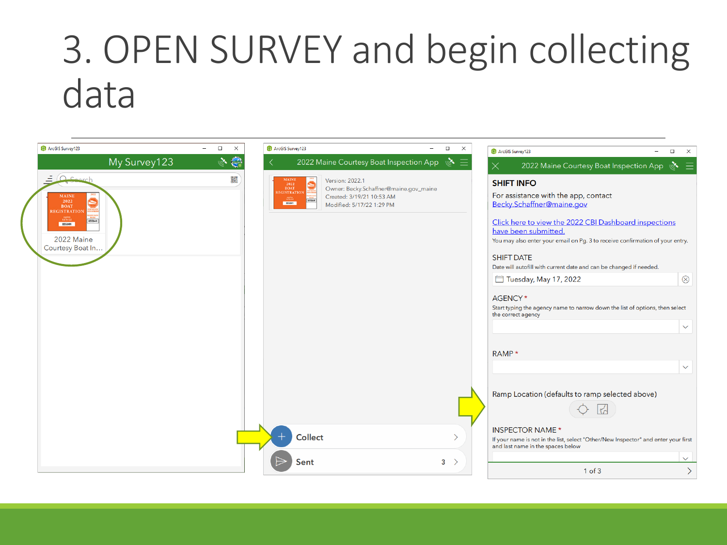# 3. OPEN SURVEY and begin collecting data

ArcGIS Survey123

My Survey123

Search

2022 Maine Courtesy Boat In...

ArcGIS Survey123

2022 Maine Courtesy Boat Inspection App

Version: 2022.1
Owner: Becky.Schaffner@maine.gov_maine
Created: 3/19/21 10:53 AM
Modified: 5/17/22 1:29 PM

Collect

Sent 3

ArcGIS Survey123

2022 Maine Courtesy Boat Inspection App

**SHIFT INFO**

For assistance with the app, contact Becky.Schaffner@maine.gov

Click here to view the 2022 CBI Dashboard inspections have been submitted.

You may also enter your email on Pg. 3 to receive confirmation of your entry.

SHIFT DATE

Date will autofill with current date and can be changed if needed.

Tuesday, May 17, 2022

AGENCY *

Start typing the agency name to narrow down the list of options, then select the correct agency

RAMP *

Ramp Location (defaults to ramp selected above)

INSPECTOR NAME *

If your name is not in the list, select "Other/New Inspector" and enter your first and last name in the spaces below

1 of 3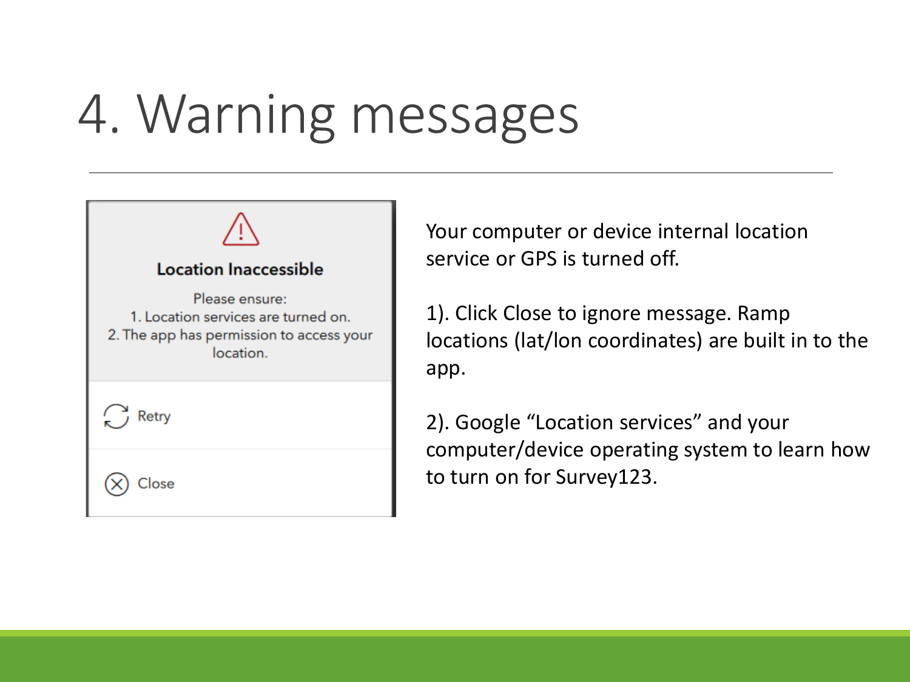# 4. Warning messages

**Location Inaccessible**

Please ensure:
1. Location services are turned on.
2. The app has permission to access your location.

Retry

Close

Your computer or device internal location service or GPS is turned off.

1). Click Close to ignore message. Ramp locations (lat/lon coordinates) are built in to the app.

2). Google “Location services” and your computer/device operating system to learn how to turn on for Survey123.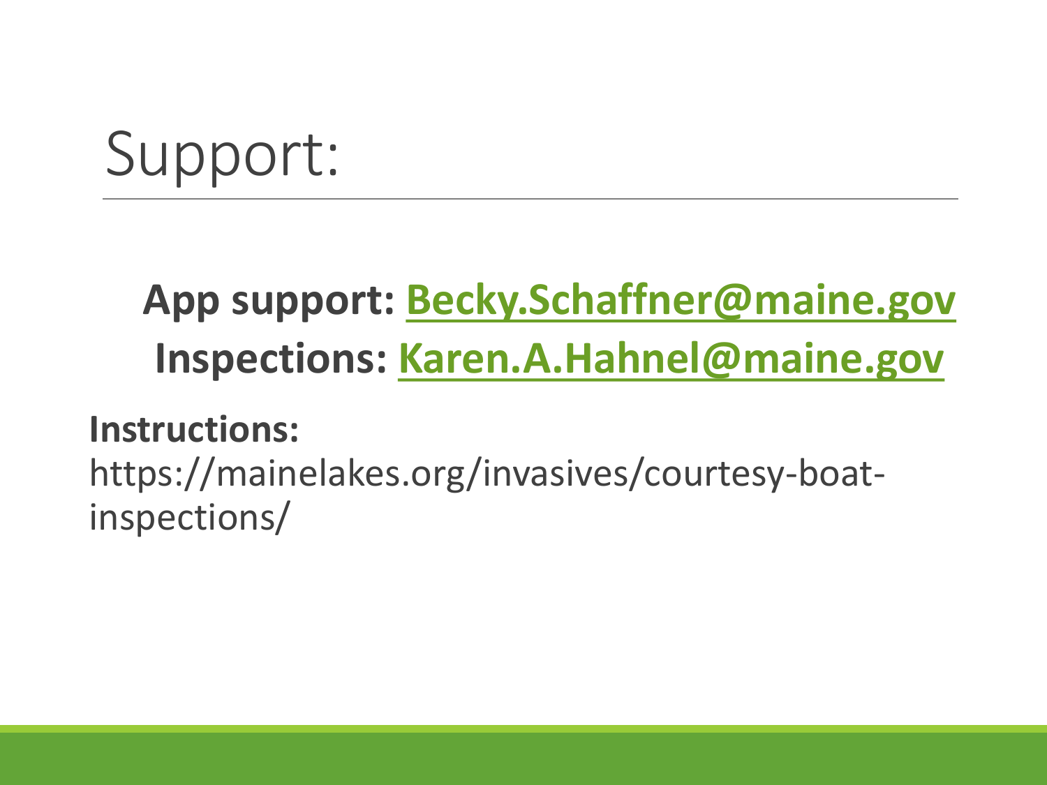# Support:

**App support: Becky.Schaffner@maine.gov**

**Inspections: Karen.A.Hahnel@maine.gov**

**Instructions:**

https://mainelakes.org/invasives/courtesy-boat-inspections/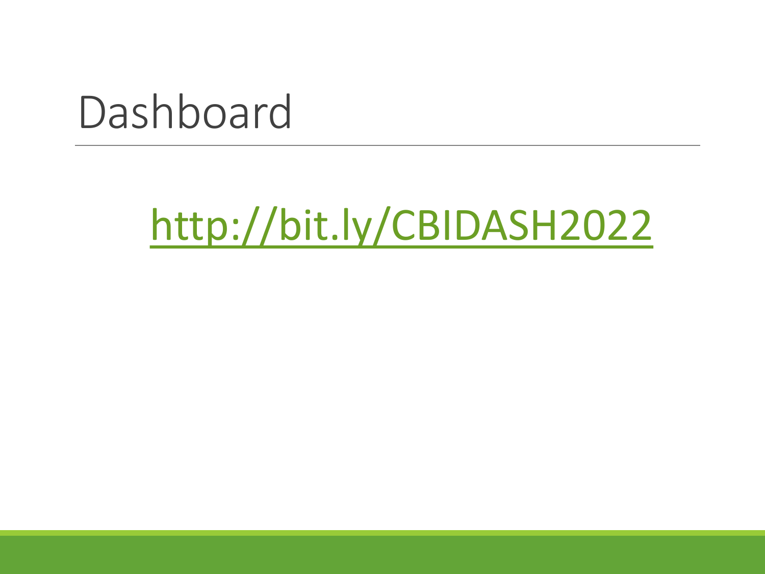# Dashboard

http://bit.ly/CBIDASH2022